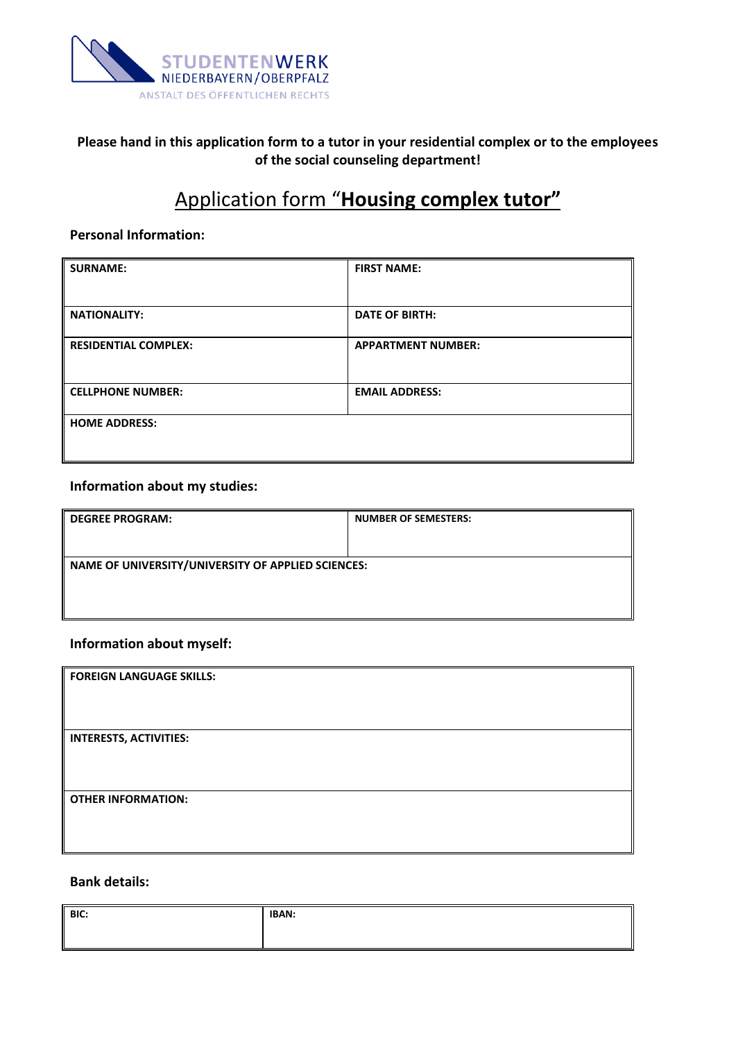STUDENTENWERK
NIEDERBAYERN/OBERPFALZ
ANSTALT DES ÖFFENTLICHEN RECHTS

**Please hand in this application form to a tutor in your residential complex or to the employees of the social counseling department!**

# Application form "**Housing complex tutor"**

**Personal Information:**

| **SURNAME:** | **FIRST NAME:** |
|---|---|
| **NATIONALITY:** | **DATE OF BIRTH:** |
| **RESIDENTIAL COMPLEX:** | **APPARTMENT NUMBER:** |
| **CELLPHONE NUMBER:** | **EMAIL ADDRESS:** |
| **HOME ADDRESS:** | |

**Information about my studies:**

| **DEGREE PROGRAM:** | **NUMBER OF SEMESTERS:** |
|---|---|
| **NAME OF UNIVERSITY/UNIVERSITY OF APPLIED SCIENCES:** | |

**Information about myself:**

| **FOREIGN LANGUAGE SKILLS:** |
|---|
| **INTERESTS, ACTIVITIES:** |
| **OTHER INFORMATION:** |

**Bank details:**

| **BIC:** | **IBAN:** |
|---|---|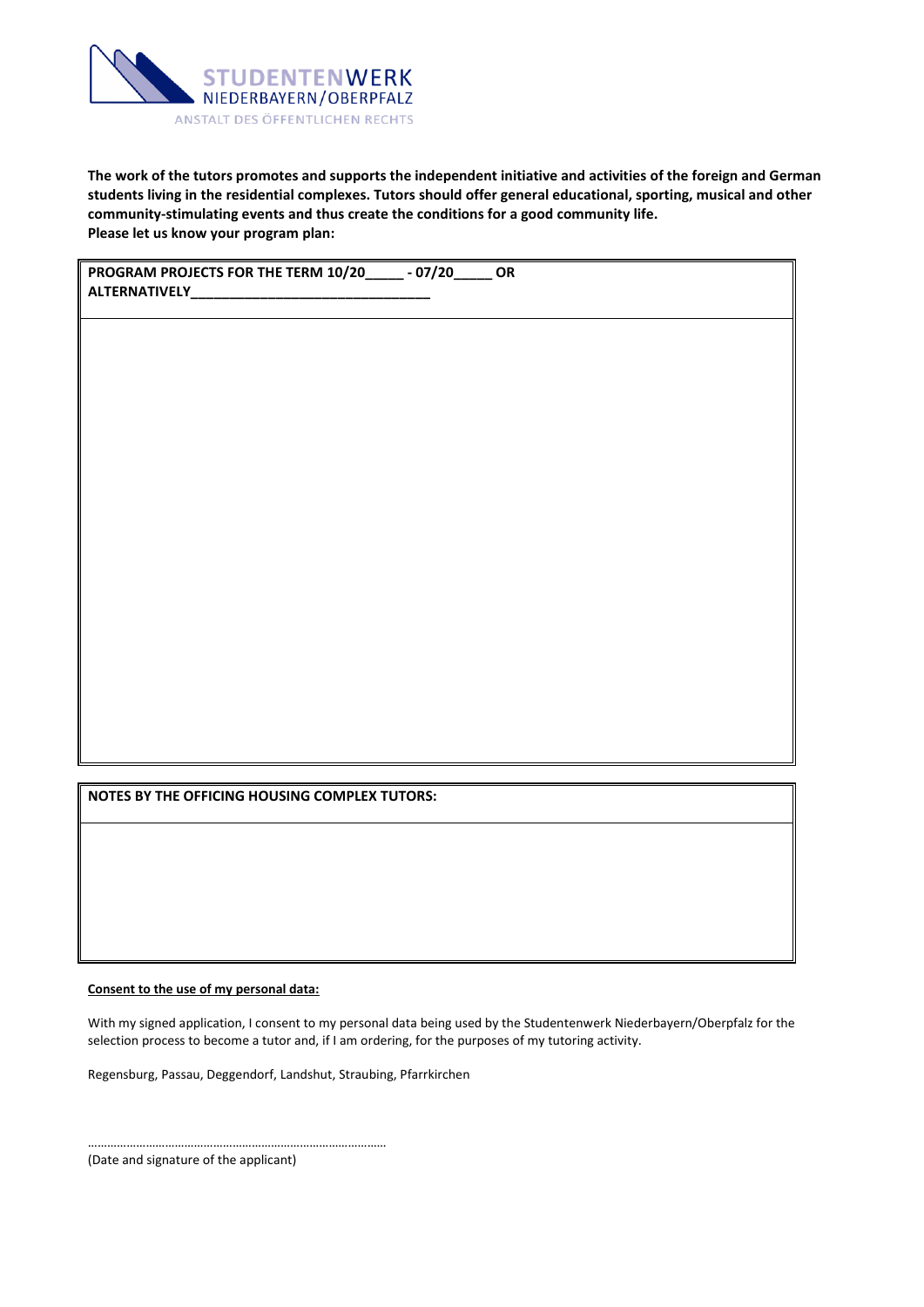STUDENTENWERK NIEDERBAYERN/OBERPFALZ
ANSTALT DES ÖFFENTLICHEN RECHTS

**The work of the tutors promotes and supports the independent initiative and activities of the foreign and German students living in the residential complexes. Tutors should offer general educational, sporting, musical and other community-stimulating events and thus create the conditions for a good community life.**
**Please let us know your program plan:**

| **PROGRAM PROJECTS FOR THE TERM 10/20_____ - 07/20_____ OR ALTERNATIVELY________________________________** |
| --- |
| |

| **NOTES BY THE OFFICING HOUSING COMPLEX TUTORS:** |
| --- |
| |

**Consent to the use of my personal data:**

With my signed application, I consent to my personal data being used by the Studentenwerk Niederbayern/Oberpfalz for the selection process to become a tutor and, if I am ordering, for the purposes of my tutoring activity.

Regensburg, Passau, Deggendorf, Landshut, Straubing, Pfarrkirchen

……………………………………………………………………………….
(Date and signature of the applicant)